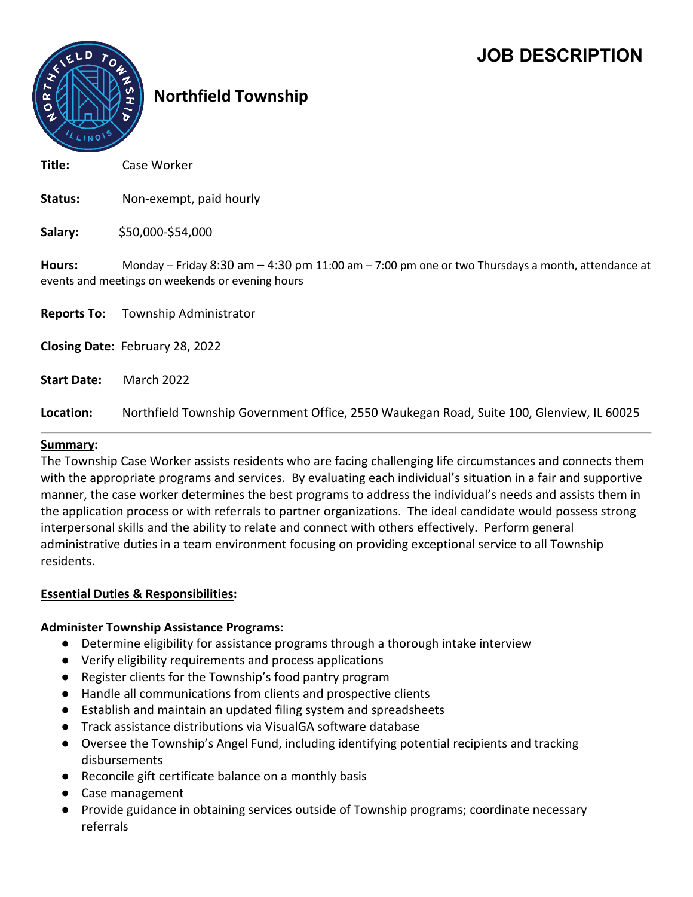# JOB DESCRIPTION

## Northfield Township

**Title:** Case Worker

**Status:** Non-exempt, paid hourly

**Salary:** $50,000-$54,000

**Hours:** Monday – Friday 8:30 am – 4:30 pm 11:00 am – 7:00 pm one or two Thursdays a month, attendance at events and meetings on weekends or evening hours

**Reports To:** Township Administrator

**Closing Date:** February 28, 2022

**Start Date:** March 2022

**Location:** Northfield Township Government Office, 2550 Waukegan Road, Suite 100, Glenview, IL 60025

---

**Summary:**

The Township Case Worker assists residents who are facing challenging life circumstances and connects them with the appropriate programs and services. By evaluating each individual's situation in a fair and supportive manner, the case worker determines the best programs to address the individual's needs and assists them in the application process or with referrals to partner organizations. The ideal candidate would possess strong interpersonal skills and the ability to relate and connect with others effectively. Perform general administrative duties in a team environment focusing on providing exceptional service to all Township residents.

**Essential Duties & Responsibilities:**

**Administer Township Assistance Programs:**

- Determine eligibility for assistance programs through a thorough intake interview
- Verify eligibility requirements and process applications
- Register clients for the Township's food pantry program
- Handle all communications from clients and prospective clients
- Establish and maintain an updated filing system and spreadsheets
- Track assistance distributions via VisualGA software database
- Oversee the Township's Angel Fund, including identifying potential recipients and tracking disbursements
- Reconcile gift certificate balance on a monthly basis
- Case management
- Provide guidance in obtaining services outside of Township programs; coordinate necessary referrals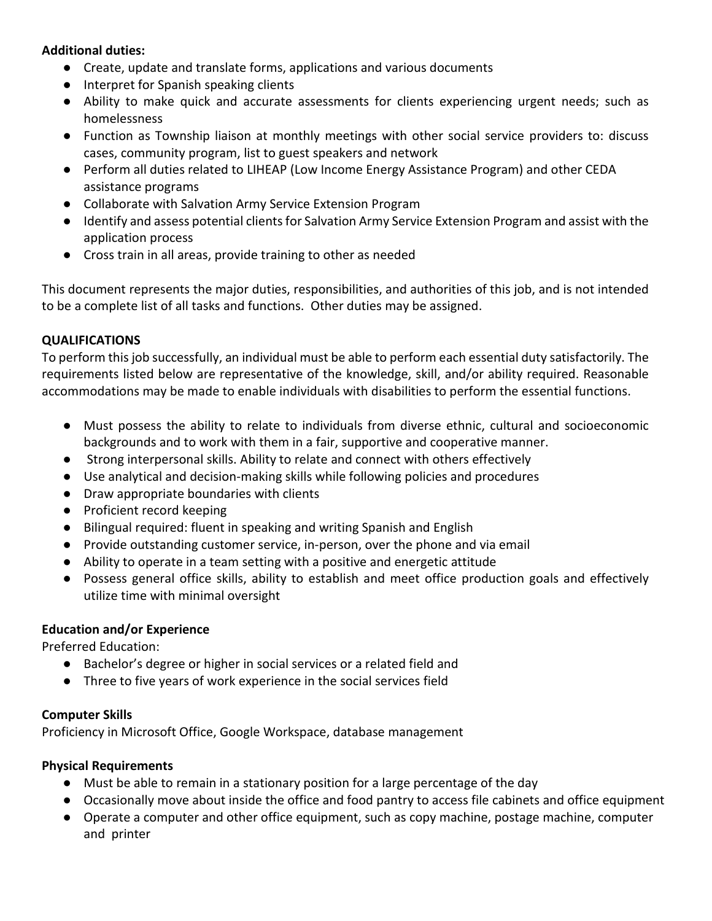**Additional duties:**

- Create, update and translate forms, applications and various documents
- Interpret for Spanish speaking clients
- Ability to make quick and accurate assessments for clients experiencing urgent needs; such as homelessness
- Function as Township liaison at monthly meetings with other social service providers to: discuss cases, community program, list to guest speakers and network
- Perform all duties related to LIHEAP (Low Income Energy Assistance Program) and other CEDA assistance programs
- Collaborate with Salvation Army Service Extension Program
- Identify and assess potential clients for Salvation Army Service Extension Program and assist with the application process
- Cross train in all areas, provide training to other as needed

This document represents the major duties, responsibilities, and authorities of this job, and is not intended to be a complete list of all tasks and functions. Other duties may be assigned.

**QUALIFICATIONS**

To perform this job successfully, an individual must be able to perform each essential duty satisfactorily. The requirements listed below are representative of the knowledge, skill, and/or ability required. Reasonable accommodations may be made to enable individuals with disabilities to perform the essential functions.

- Must possess the ability to relate to individuals from diverse ethnic, cultural and socioeconomic backgrounds and to work with them in a fair, supportive and cooperative manner.
- Strong interpersonal skills. Ability to relate and connect with others effectively
- Use analytical and decision-making skills while following policies and procedures
- Draw appropriate boundaries with clients
- Proficient record keeping
- Bilingual required: fluent in speaking and writing Spanish and English
- Provide outstanding customer service, in-person, over the phone and via email
- Ability to operate in a team setting with a positive and energetic attitude
- Possess general office skills, ability to establish and meet office production goals and effectively utilize time with minimal oversight

**Education and/or Experience**

Preferred Education:

- Bachelor's degree or higher in social services or a related field and
- Three to five years of work experience in the social services field

**Computer Skills**

Proficiency in Microsoft Office, Google Workspace, database management

**Physical Requirements**

- Must be able to remain in a stationary position for a large percentage of the day
- Occasionally move about inside the office and food pantry to access file cabinets and office equipment
- Operate a computer and other office equipment, such as copy machine, postage machine, computer and printer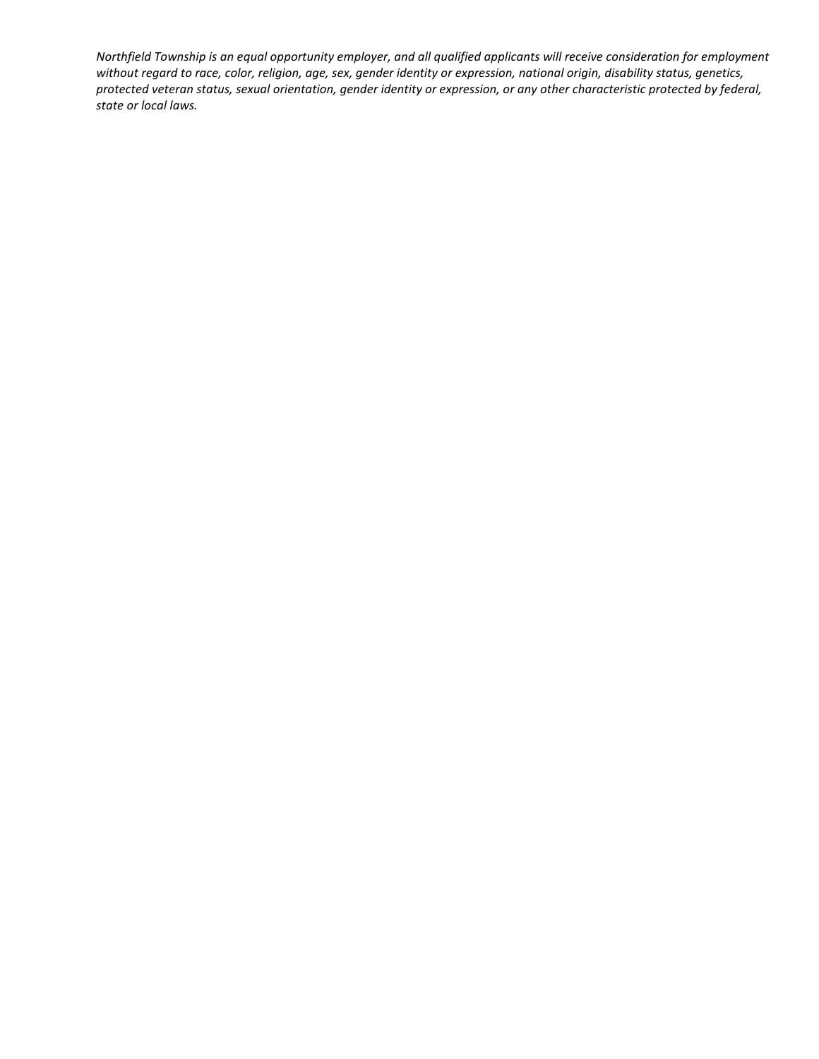*Northfield Township is an equal opportunity employer, and all qualified applicants will receive consideration for employment without regard to race, color, religion, age, sex, gender identity or expression, national origin, disability status, genetics, protected veteran status, sexual orientation, gender identity or expression, or any other characteristic protected by federal, state or local laws.*